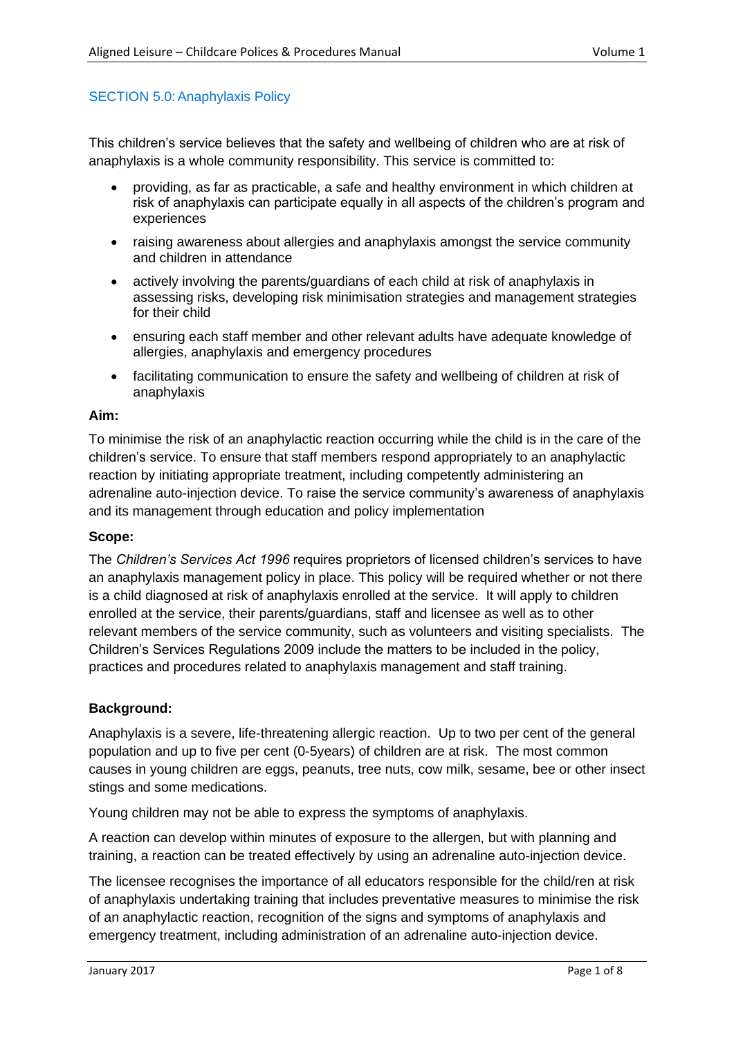## SECTION 5.0: Anaphylaxis Policy

This children's service believes that the safety and wellbeing of children who are at risk of anaphylaxis is a whole community responsibility. This service is committed to:

- providing, as far as practicable, a safe and healthy environment in which children at risk of anaphylaxis can participate equally in all aspects of the children's program and experiences
- raising awareness about allergies and anaphylaxis amongst the service community and children in attendance
- actively involving the parents/guardians of each child at risk of anaphylaxis in assessing risks, developing risk minimisation strategies and management strategies for their child
- ensuring each staff member and other relevant adults have adequate knowledge of allergies, anaphylaxis and emergency procedures
- facilitating communication to ensure the safety and wellbeing of children at risk of anaphylaxis

**Aim:**

To minimise the risk of an anaphylactic reaction occurring while the child is in the care of the children's service. To ensure that staff members respond appropriately to an anaphylactic reaction by initiating appropriate treatment, including competently administering an adrenaline auto-injection device. To raise the service community's awareness of anaphylaxis and its management through education and policy implementation

**Scope:**

The *Children's Services Act 1996* requires proprietors of licensed children's services to have an anaphylaxis management policy in place. This policy will be required whether or not there is a child diagnosed at risk of anaphylaxis enrolled at the service. It will apply to children enrolled at the service, their parents/guardians, staff and licensee as well as to other relevant members of the service community, such as volunteers and visiting specialists. The Children's Services Regulations 2009 include the matters to be included in the policy, practices and procedures related to anaphylaxis management and staff training.

**Background:**

Anaphylaxis is a severe, life-threatening allergic reaction. Up to two per cent of the general population and up to five per cent (0-5years) of children are at risk. The most common causes in young children are eggs, peanuts, tree nuts, cow milk, sesame, bee or other insect stings and some medications.

Young children may not be able to express the symptoms of anaphylaxis.

A reaction can develop within minutes of exposure to the allergen, but with planning and training, a reaction can be treated effectively by using an adrenaline auto-injection device.

The licensee recognises the importance of all educators responsible for the child/ren at risk of anaphylaxis undertaking training that includes preventative measures to minimise the risk of an anaphylactic reaction, recognition of the signs and symptoms of anaphylaxis and emergency treatment, including administration of an adrenaline auto-injection device.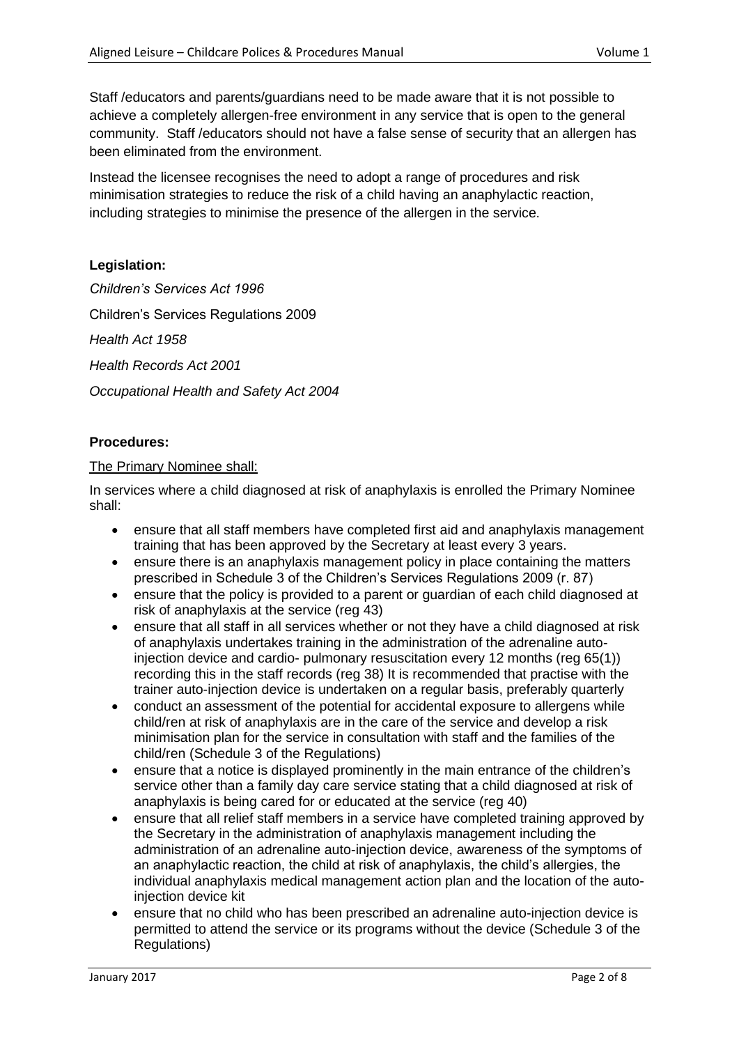Staff /educators and parents/guardians need to be made aware that it is not possible to achieve a completely allergen-free environment in any service that is open to the general community. Staff /educators should not have a false sense of security that an allergen has been eliminated from the environment.

Instead the licensee recognises the need to adopt a range of procedures and risk minimisation strategies to reduce the risk of a child having an anaphylactic reaction, including strategies to minimise the presence of the allergen in the service.

**Legislation:**

*Children's Services Act 1996*

Children's Services Regulations 2009

*Health Act 1958*

*Health Records Act 2001*

*Occupational Health and Safety Act 2004*

**Procedures:**

The Primary Nominee shall:

In services where a child diagnosed at risk of anaphylaxis is enrolled the Primary Nominee shall:

- ensure that all staff members have completed first aid and anaphylaxis management training that has been approved by the Secretary at least every 3 years.
- ensure there is an anaphylaxis management policy in place containing the matters prescribed in Schedule 3 of the Children's Services Regulations 2009 (r. 87)
- ensure that the policy is provided to a parent or guardian of each child diagnosed at risk of anaphylaxis at the service (reg 43)
- ensure that all staff in all services whether or not they have a child diagnosed at risk of anaphylaxis undertakes training in the administration of the adrenaline auto-injection device and cardio- pulmonary resuscitation every 12 months (reg 65(1)) recording this in the staff records (reg 38) It is recommended that practise with the trainer auto-injection device is undertaken on a regular basis, preferably quarterly
- conduct an assessment of the potential for accidental exposure to allergens while child/ren at risk of anaphylaxis are in the care of the service and develop a risk minimisation plan for the service in consultation with staff and the families of the child/ren (Schedule 3 of the Regulations)
- ensure that a notice is displayed prominently in the main entrance of the children's service other than a family day care service stating that a child diagnosed at risk of anaphylaxis is being cared for or educated at the service (reg 40)
- ensure that all relief staff members in a service have completed training approved by the Secretary in the administration of anaphylaxis management including the administration of an adrenaline auto-injection device, awareness of the symptoms of an anaphylactic reaction, the child at risk of anaphylaxis, the child's allergies, the individual anaphylaxis medical management action plan and the location of the auto-injection device kit
- ensure that no child who has been prescribed an adrenaline auto-injection device is permitted to attend the service or its programs without the device (Schedule 3 of the Regulations)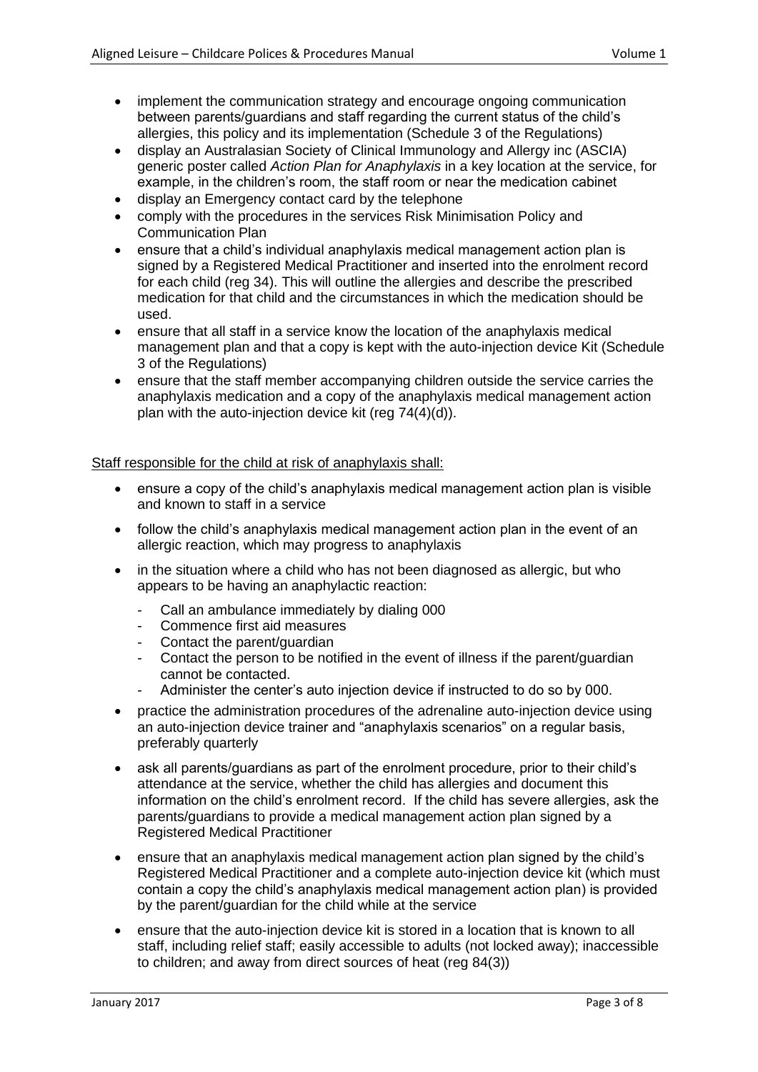- implement the communication strategy and encourage ongoing communication between parents/guardians and staff regarding the current status of the child's allergies, this policy and its implementation (Schedule 3 of the Regulations)
- display an Australasian Society of Clinical Immunology and Allergy inc (ASCIA) generic poster called *Action Plan for Anaphylaxis* in a key location at the service, for example, in the children's room, the staff room or near the medication cabinet
- display an Emergency contact card by the telephone
- comply with the procedures in the services Risk Minimisation Policy and Communication Plan
- ensure that a child's individual anaphylaxis medical management action plan is signed by a Registered Medical Practitioner and inserted into the enrolment record for each child (reg 34). This will outline the allergies and describe the prescribed medication for that child and the circumstances in which the medication should be used.
- ensure that all staff in a service know the location of the anaphylaxis medical management plan and that a copy is kept with the auto-injection device Kit (Schedule 3 of the Regulations)
- ensure that the staff member accompanying children outside the service carries the anaphylaxis medication and a copy of the anaphylaxis medical management action plan with the auto-injection device kit (reg 74(4)(d)).

<u>Staff responsible for the child at risk of anaphylaxis shall:</u>

- ensure a copy of the child's anaphylaxis medical management action plan is visible and known to staff in a service
- follow the child's anaphylaxis medical management action plan in the event of an allergic reaction, which may progress to anaphylaxis
- in the situation where a child who has not been diagnosed as allergic, but who appears to be having an anaphylactic reaction:
  - Call an ambulance immediately by dialing 000
  - Commence first aid measures
  - Contact the parent/guardian
  - Contact the person to be notified in the event of illness if the parent/guardian cannot be contacted.
  - Administer the center's auto injection device if instructed to do so by 000.
- practice the administration procedures of the adrenaline auto-injection device using an auto-injection device trainer and "anaphylaxis scenarios" on a regular basis, preferably quarterly
- ask all parents/guardians as part of the enrolment procedure, prior to their child's attendance at the service, whether the child has allergies and document this information on the child's enrolment record. If the child has severe allergies, ask the parents/guardians to provide a medical management action plan signed by a Registered Medical Practitioner
- ensure that an anaphylaxis medical management action plan signed by the child's Registered Medical Practitioner and a complete auto-injection device kit (which must contain a copy the child's anaphylaxis medical management action plan) is provided by the parent/guardian for the child while at the service
- ensure that the auto-injection device kit is stored in a location that is known to all staff, including relief staff; easily accessible to adults (not locked away); inaccessible to children; and away from direct sources of heat (reg 84(3))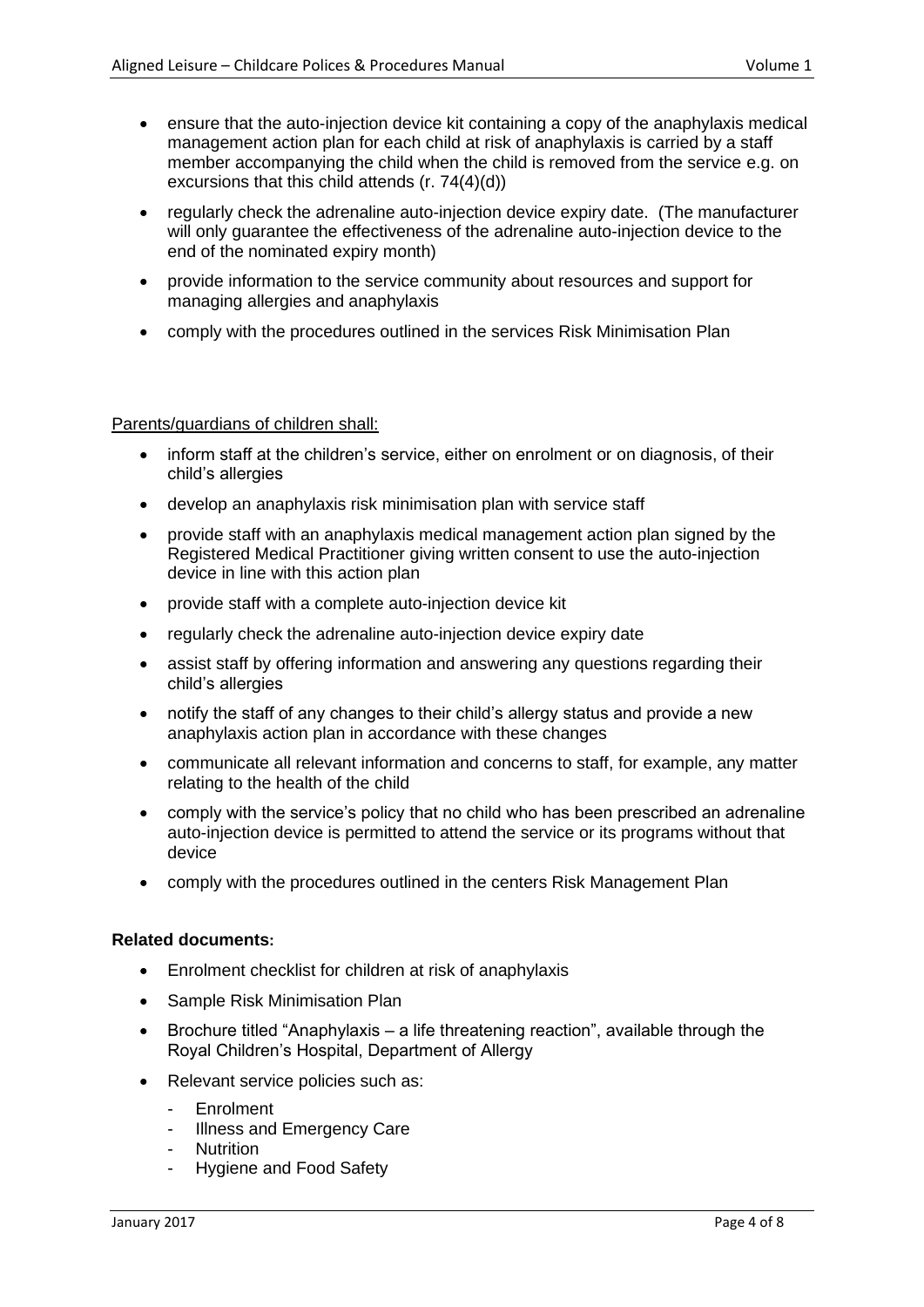- ensure that the auto-injection device kit containing a copy of the anaphylaxis medical management action plan for each child at risk of anaphylaxis is carried by a staff member accompanying the child when the child is removed from the service e.g. on excursions that this child attends (r. 74(4)(d))
- regularly check the adrenaline auto-injection device expiry date. (The manufacturer will only guarantee the effectiveness of the adrenaline auto-injection device to the end of the nominated expiry month)
- provide information to the service community about resources and support for managing allergies and anaphylaxis
- comply with the procedures outlined in the services Risk Minimisation Plan

Parents/guardians of children shall:

- inform staff at the children's service, either on enrolment or on diagnosis, of their child's allergies
- develop an anaphylaxis risk minimisation plan with service staff
- provide staff with an anaphylaxis medical management action plan signed by the Registered Medical Practitioner giving written consent to use the auto-injection device in line with this action plan
- provide staff with a complete auto-injection device kit
- regularly check the adrenaline auto-injection device expiry date
- assist staff by offering information and answering any questions regarding their child's allergies
- notify the staff of any changes to their child's allergy status and provide a new anaphylaxis action plan in accordance with these changes
- communicate all relevant information and concerns to staff, for example, any matter relating to the health of the child
- comply with the service's policy that no child who has been prescribed an adrenaline auto-injection device is permitted to attend the service or its programs without that device
- comply with the procedures outlined in the centers Risk Management Plan

**Related documents:**

- Enrolment checklist for children at risk of anaphylaxis
- Sample Risk Minimisation Plan
- Brochure titled "Anaphylaxis – a life threatening reaction", available through the Royal Children's Hospital, Department of Allergy
- Relevant service policies such as:
  - Enrolment
  - Illness and Emergency Care
  - Nutrition
  - Hygiene and Food Safety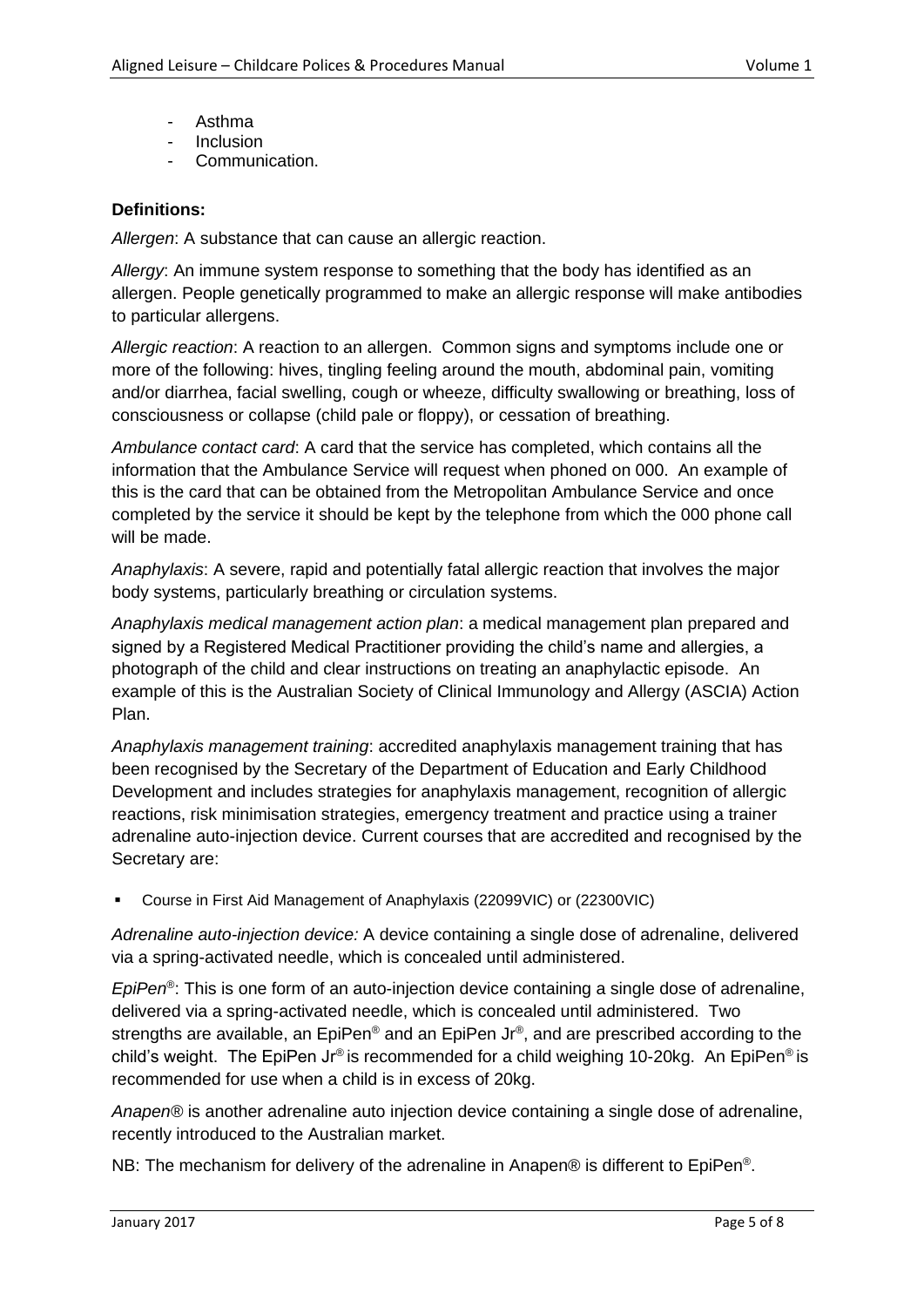- Asthma
- Inclusion
- Communication.

**Definitions:**

*Allergen*: A substance that can cause an allergic reaction.

*Allergy*: An immune system response to something that the body has identified as an allergen. People genetically programmed to make an allergic response will make antibodies to particular allergens.

*Allergic reaction*: A reaction to an allergen. Common signs and symptoms include one or more of the following: hives, tingling feeling around the mouth, abdominal pain, vomiting and/or diarrhea, facial swelling, cough or wheeze, difficulty swallowing or breathing, loss of consciousness or collapse (child pale or floppy), or cessation of breathing.

*Ambulance contact card*: A card that the service has completed, which contains all the information that the Ambulance Service will request when phoned on 000. An example of this is the card that can be obtained from the Metropolitan Ambulance Service and once completed by the service it should be kept by the telephone from which the 000 phone call will be made.

*Anaphylaxis*: A severe, rapid and potentially fatal allergic reaction that involves the major body systems, particularly breathing or circulation systems.

*Anaphylaxis medical management action plan*: a medical management plan prepared and signed by a Registered Medical Practitioner providing the child's name and allergies, a photograph of the child and clear instructions on treating an anaphylactic episode. An example of this is the Australian Society of Clinical Immunology and Allergy (ASCIA) Action Plan.

*Anaphylaxis management training*: accredited anaphylaxis management training that has been recognised by the Secretary of the Department of Education and Early Childhood Development and includes strategies for anaphylaxis management, recognition of allergic reactions, risk minimisation strategies, emergency treatment and practice using a trainer adrenaline auto-injection device. Current courses that are accredited and recognised by the Secretary are:

- Course in First Aid Management of Anaphylaxis (22099VIC) or (22300VIC)

*Adrenaline auto-injection device:* A device containing a single dose of adrenaline, delivered via a spring-activated needle, which is concealed until administered.

*EpiPen®*: This is one form of an auto-injection device containing a single dose of adrenaline, delivered via a spring-activated needle, which is concealed until administered. Two strengths are available, an EpiPen® and an EpiPen Jr®, and are prescribed according to the child's weight. The EpiPen Jr® is recommended for a child weighing 10-20kg. An EpiPen® is recommended for use when a child is in excess of 20kg.

*Anapen®* is another adrenaline auto injection device containing a single dose of adrenaline, recently introduced to the Australian market.

NB: The mechanism for delivery of the adrenaline in Anapen® is different to EpiPen®.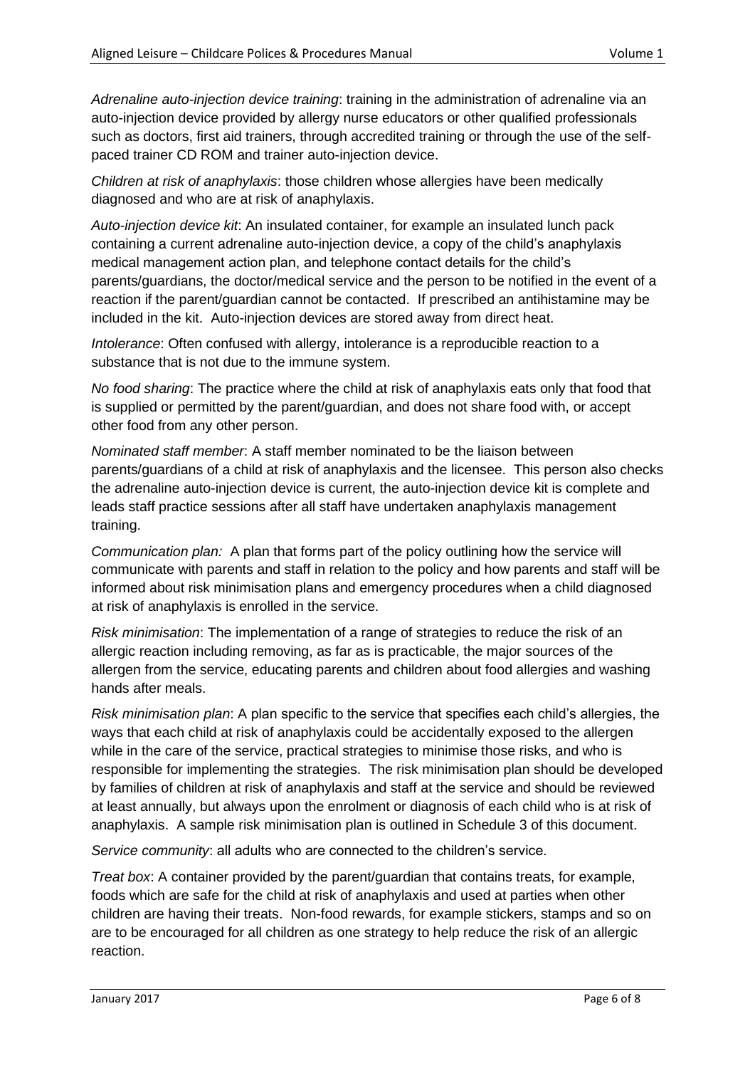*Adrenaline auto-injection device training*: training in the administration of adrenaline via an auto-injection device provided by allergy nurse educators or other qualified professionals such as doctors, first aid trainers, through accredited training or through the use of the self-paced trainer CD ROM and trainer auto-injection device.

*Children at risk of anaphylaxis*: those children whose allergies have been medically diagnosed and who are at risk of anaphylaxis.

*Auto-injection device kit*: An insulated container, for example an insulated lunch pack containing a current adrenaline auto-injection device, a copy of the child's anaphylaxis medical management action plan, and telephone contact details for the child's parents/guardians, the doctor/medical service and the person to be notified in the event of a reaction if the parent/guardian cannot be contacted. If prescribed an antihistamine may be included in the kit. Auto-injection devices are stored away from direct heat.

*Intolerance*: Often confused with allergy, intolerance is a reproducible reaction to a substance that is not due to the immune system.

*No food sharing*: The practice where the child at risk of anaphylaxis eats only that food that is supplied or permitted by the parent/guardian, and does not share food with, or accept other food from any other person.

*Nominated staff member*: A staff member nominated to be the liaison between parents/guardians of a child at risk of anaphylaxis and the licensee. This person also checks the adrenaline auto-injection device is current, the auto-injection device kit is complete and leads staff practice sessions after all staff have undertaken anaphylaxis management training.

*Communication plan:* A plan that forms part of the policy outlining how the service will communicate with parents and staff in relation to the policy and how parents and staff will be informed about risk minimisation plans and emergency procedures when a child diagnosed at risk of anaphylaxis is enrolled in the service.

*Risk minimisation*: The implementation of a range of strategies to reduce the risk of an allergic reaction including removing, as far as is practicable, the major sources of the allergen from the service, educating parents and children about food allergies and washing hands after meals.

*Risk minimisation plan*: A plan specific to the service that specifies each child's allergies, the ways that each child at risk of anaphylaxis could be accidentally exposed to the allergen while in the care of the service, practical strategies to minimise those risks, and who is responsible for implementing the strategies. The risk minimisation plan should be developed by families of children at risk of anaphylaxis and staff at the service and should be reviewed at least annually, but always upon the enrolment or diagnosis of each child who is at risk of anaphylaxis. A sample risk minimisation plan is outlined in Schedule 3 of this document.

*Service community*: all adults who are connected to the children's service.

*Treat box*: A container provided by the parent/guardian that contains treats, for example, foods which are safe for the child at risk of anaphylaxis and used at parties when other children are having their treats. Non-food rewards, for example stickers, stamps and so on are to be encouraged for all children as one strategy to help reduce the risk of an allergic reaction.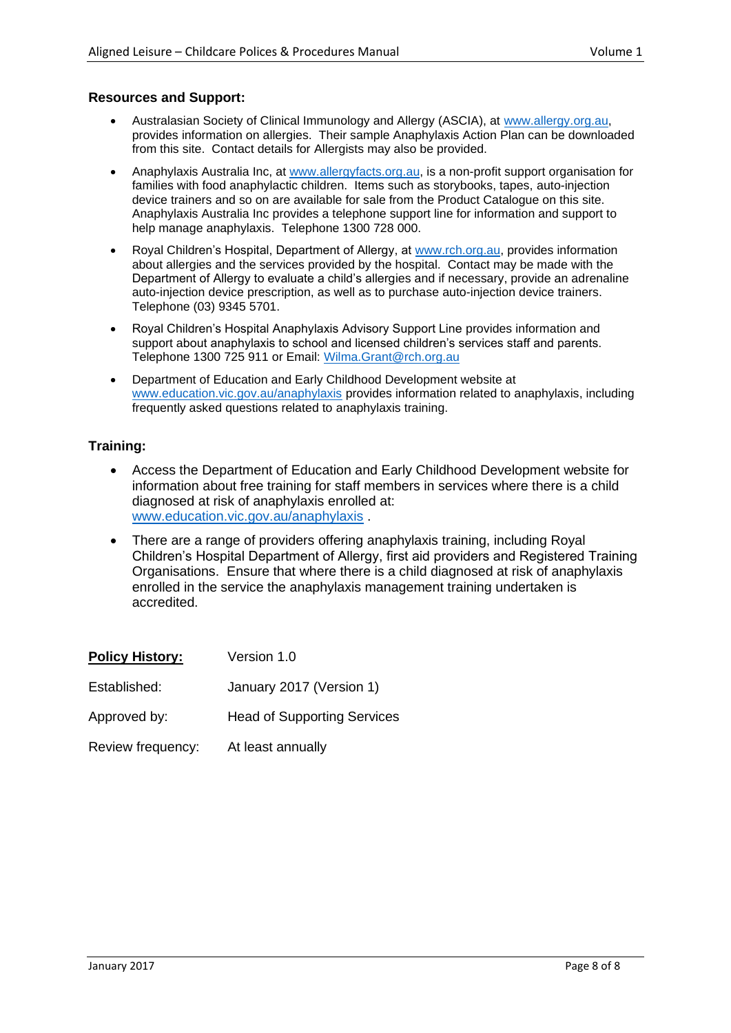**Resources and Support:**

- Australasian Society of Clinical Immunology and Allergy (ASCIA), at www.allergy.org.au, provides information on allergies. Their sample Anaphylaxis Action Plan can be downloaded from this site. Contact details for Allergists may also be provided.
- Anaphylaxis Australia Inc, at www.allergyfacts.org.au, is a non-profit support organisation for families with food anaphylactic children. Items such as storybooks, tapes, auto-injection device trainers and so on are available for sale from the Product Catalogue on this site. Anaphylaxis Australia Inc provides a telephone support line for information and support to help manage anaphylaxis. Telephone 1300 728 000.
- Royal Children's Hospital, Department of Allergy, at www.rch.org.au, provides information about allergies and the services provided by the hospital. Contact may be made with the Department of Allergy to evaluate a child's allergies and if necessary, provide an adrenaline auto-injection device prescription, as well as to purchase auto-injection device trainers. Telephone (03) 9345 5701.
- Royal Children's Hospital Anaphylaxis Advisory Support Line provides information and support about anaphylaxis to school and licensed children's services staff and parents. Telephone 1300 725 911 or Email: Wilma.Grant@rch.org.au
- Department of Education and Early Childhood Development website at www.education.vic.gov.au/anaphylaxis provides information related to anaphylaxis, including frequently asked questions related to anaphylaxis training.

**Training:**

- Access the Department of Education and Early Childhood Development website for information about free training for staff members in services where there is a child diagnosed at risk of anaphylaxis enrolled at: www.education.vic.gov.au/anaphylaxis .
- There are a range of providers offering anaphylaxis training, including Royal Children's Hospital Department of Allergy, first aid providers and Registered Training Organisations. Ensure that where there is a child diagnosed at risk of anaphylaxis enrolled in the service the anaphylaxis management training undertaken is accredited.

| | |
|---|---|
| **Policy History:** | Version 1.0 |
| Established: | January 2017 (Version 1) |
| Approved by: | Head of Supporting Services |
| Review frequency: | At least annually |